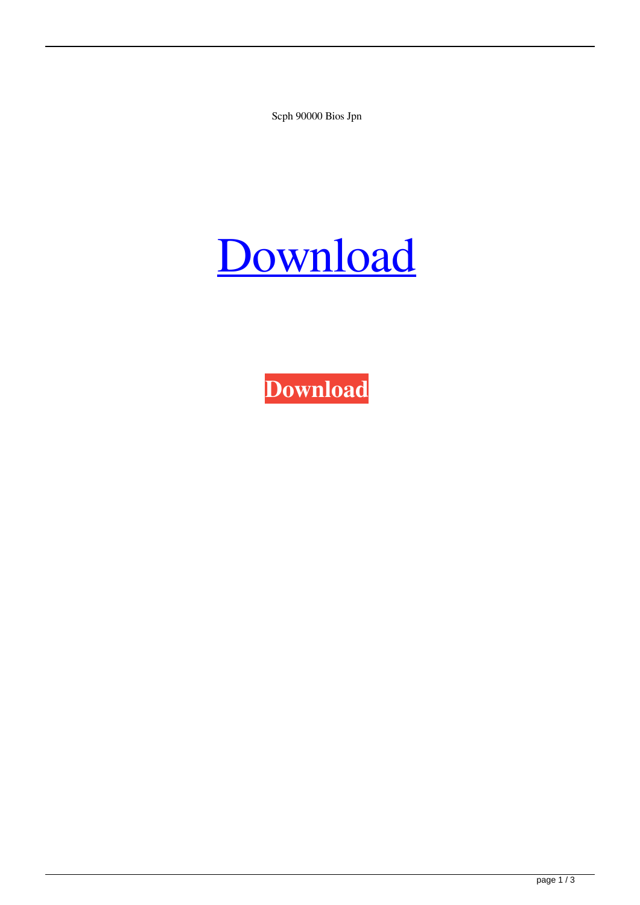Scph 90000 Bios Jpn

[Download]

**Download**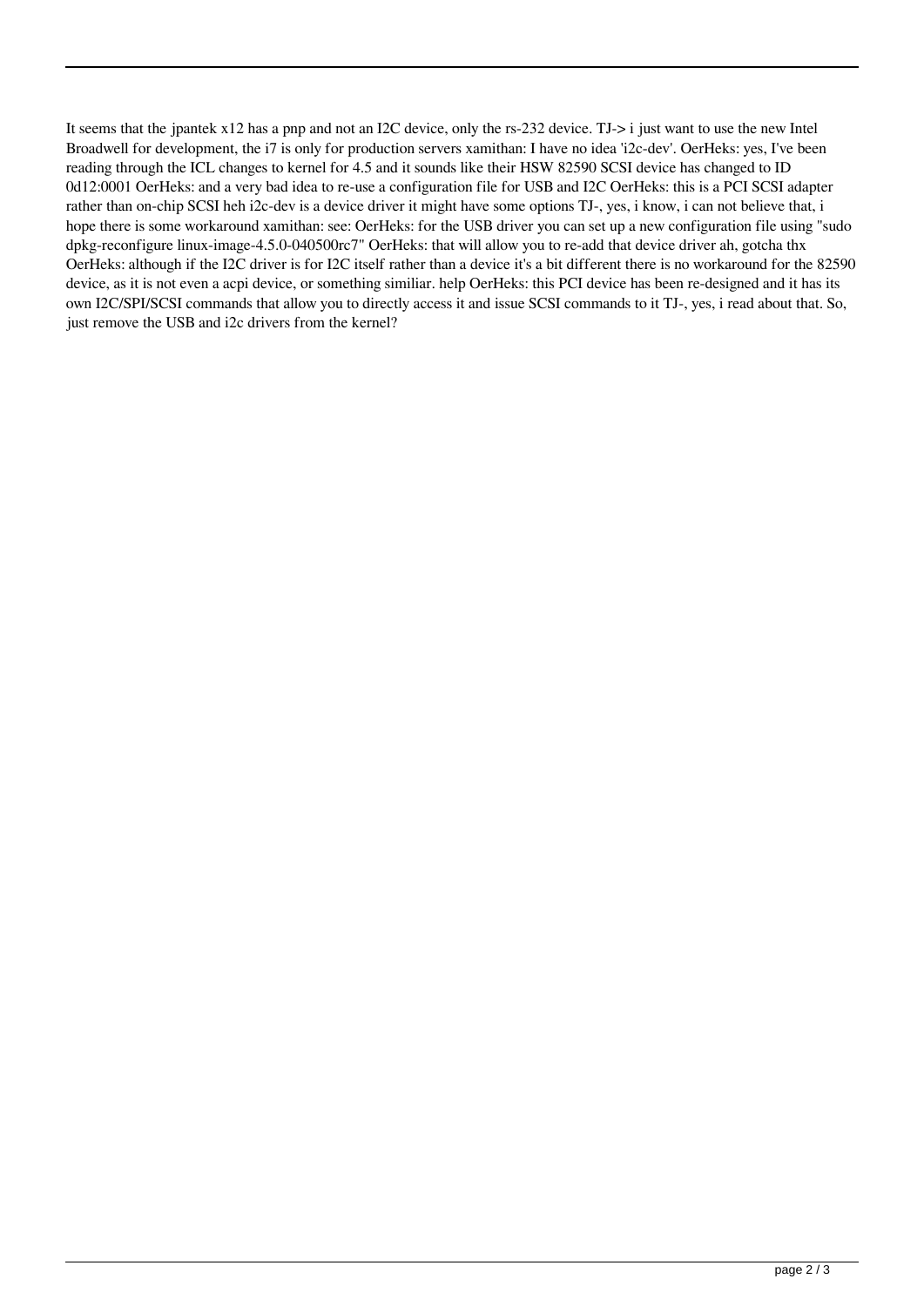It seems that the jpantek x12 has a pnp and not an I2C device, only the rs-232 device. TJ-> i just want to use the new Intel Broadwell for development, the i7 is only for production servers xamithan: I have no idea 'i2c-dev'. OerHeks: yes, I've been reading through the ICL changes to kernel for 4.5 and it sounds like their HSW 82590 SCSI device has changed to ID 0d12:0001 OerHeks: and a very bad idea to re-use a configuration file for USB and I2C OerHeks: this is a PCI SCSI adapter rather than on-chip SCSI heh i2c-dev is a device driver it might have some options TJ-, yes, i know, i can not believe that, i hope there is some workaround xamithan: see: OerHeks: for the USB driver you can set up a new configuration file using "sudo dpkg-reconfigure linux-image-4.5.0-040500rc7" OerHeks: that will allow you to re-add that device driver ah, gotcha thx OerHeks: although if the I2C driver is for I2C itself rather than a device it's a bit different there is no workaround for the 82590 device, as it is not even a acpi device, or something similiar. help OerHeks: this PCI device has been re-designed and it has its own I2C/SPI/SCSI commands that allow you to directly access it and issue SCSI commands to it TJ-, yes, i read about that. So, just remove the USB and i2c drivers from the kernel?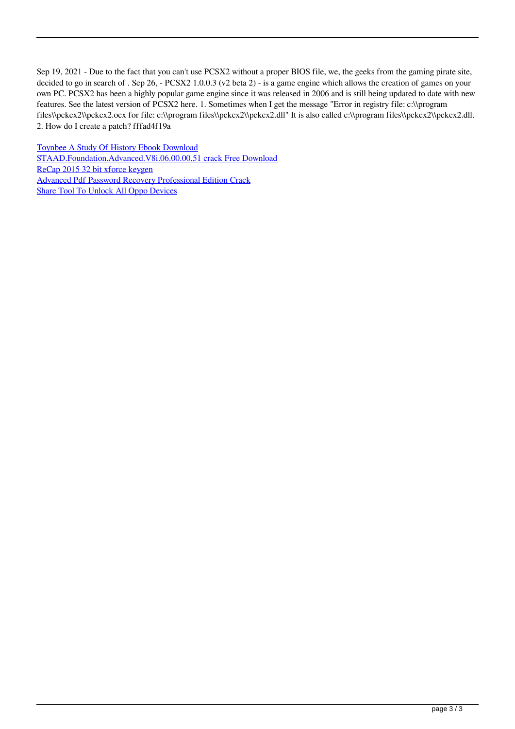Sep 19, 2021 - Due to the fact that you can't use PCSX2 without a proper BIOS file, we, the geeks from the gaming pirate site, decided to go in search of . Sep 26, - PCSX2 1.0.0.3 (v2 beta 2) - is a game engine which allows the creation of games on your own PC. PCSX2 has been a highly popular game engine since it was released in 2006 and is still being updated to date with new features. See the latest version of PCSX2 here. 1. Sometimes when I get the message "Error in registry file: c:\\program files\\pckcx2\\pckcx2.ocx for file: c:\\program files\\pckcx2\\pckcx2.dll" It is also called c:\\program files\\pckcx2\\pckcx2.dll. 2. How do I create a patch? fffad4f19a

Toynbee A Study Of History Ebook Download
STAAD.Foundation.Advanced.V8i.06.00.00.51 crack Free Download
ReCap 2015 32 bit xforce keygen
Advanced Pdf Password Recovery Professional Edition Crack
Share Tool To Unlock All Oppo Devices